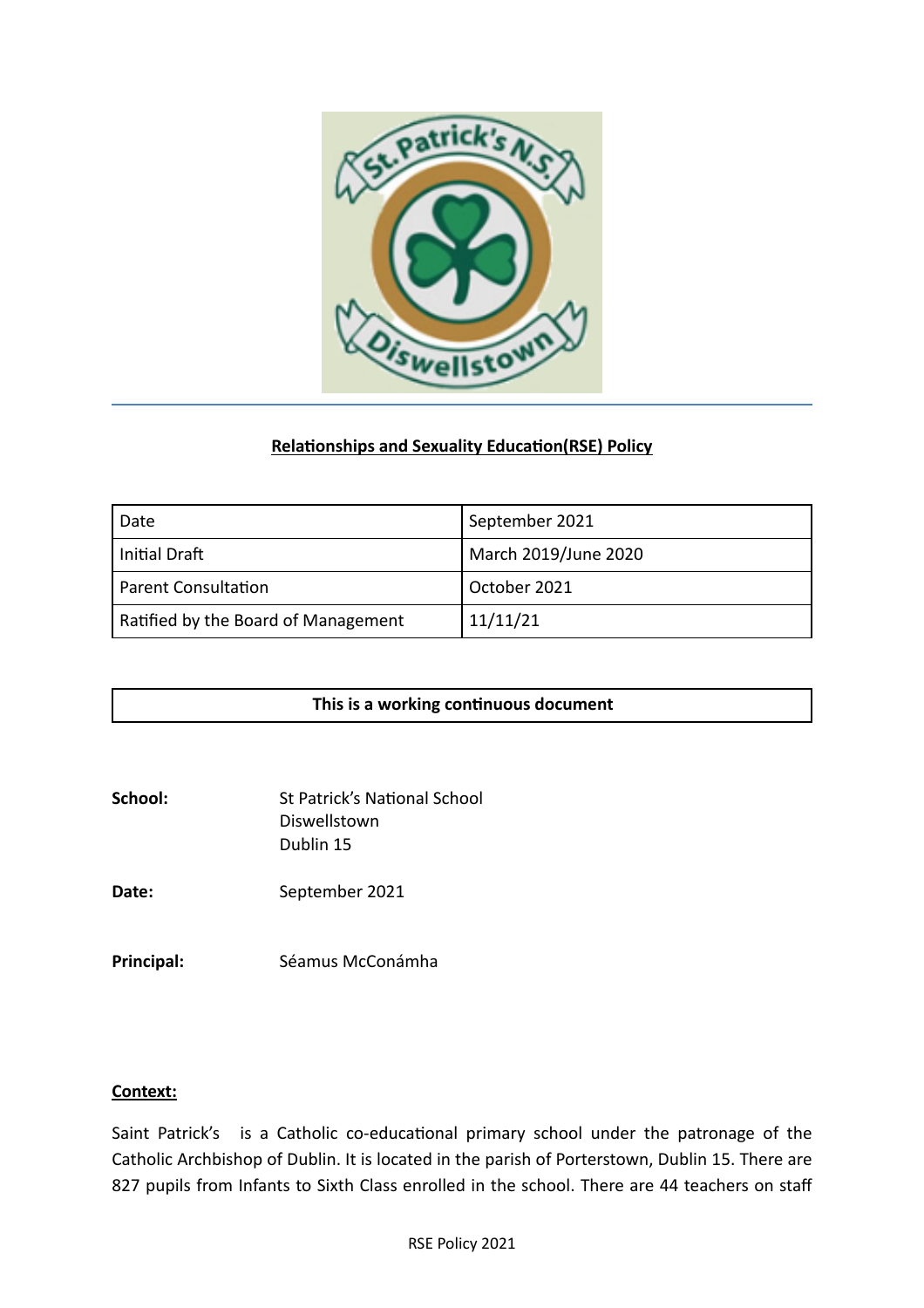**Relationships and Sexuality Education(RSE) Policy**

| Date | September 2021 |
|---|---|
| Initial Draft | March 2019/June 2020 |
| Parent Consultation | October 2021 |
| Ratified by the Board of Management | 11/11/21 |

**This is a working continuous document**

**School:** St Patrick's National School
Diswellstown
Dublin 15

**Date:** September 2021

**Principal:** Séamus McConámha

**Context:**

Saint Patrick's is a Catholic co-educational primary school under the patronage of the Catholic Archbishop of Dublin. It is located in the parish of Porterstown, Dublin 15. There are 827 pupils from Infants to Sixth Class enrolled in the school. There are 44 teachers on staff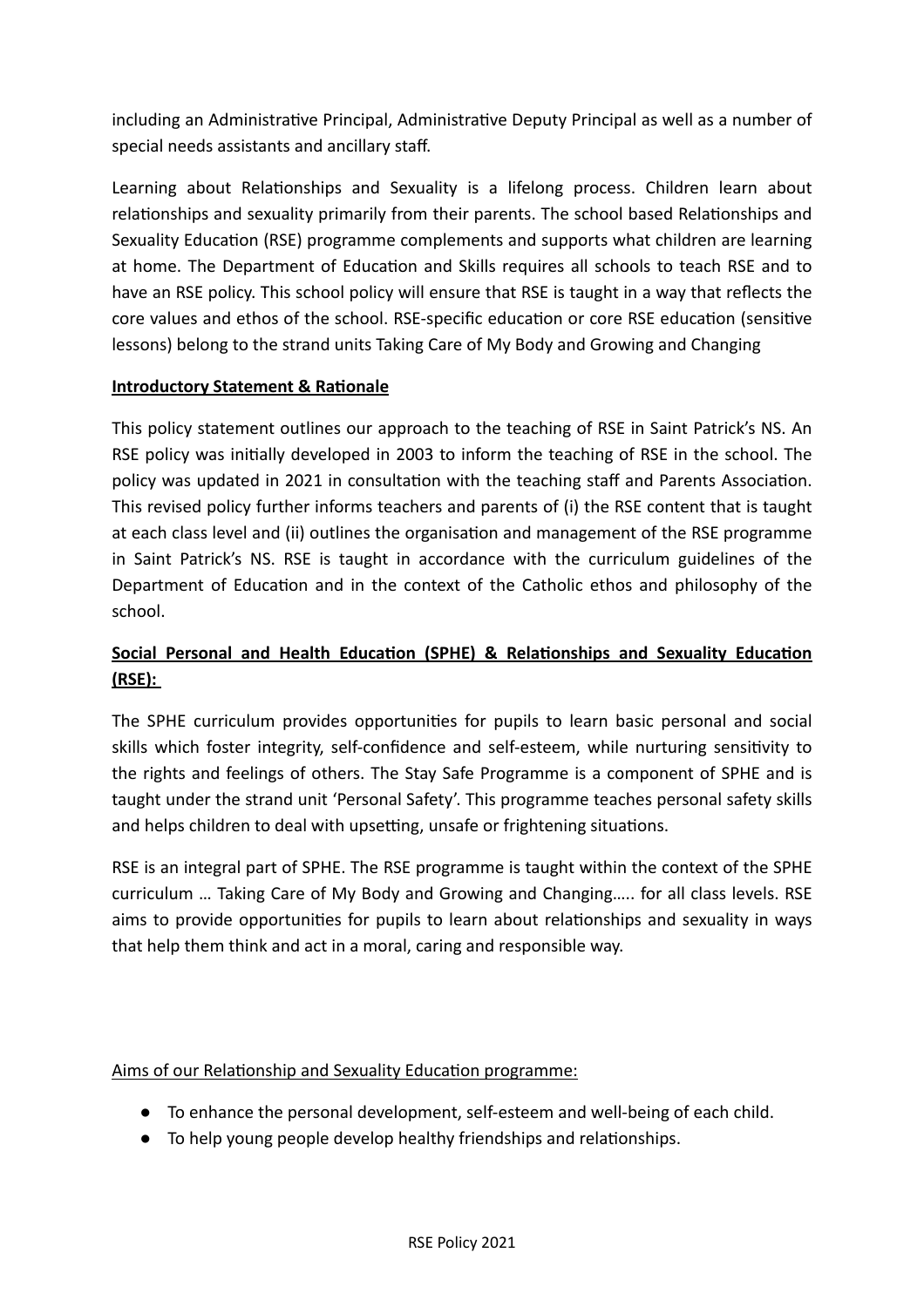including an Administrative Principal, Administrative Deputy Principal as well as a number of special needs assistants and ancillary staff.

Learning about Relationships and Sexuality is a lifelong process. Children learn about relationships and sexuality primarily from their parents. The school based Relationships and Sexuality Education (RSE) programme complements and supports what children are learning at home. The Department of Education and Skills requires all schools to teach RSE and to have an RSE policy. This school policy will ensure that RSE is taught in a way that reflects the core values and ethos of the school. RSE-specific education or core RSE education (sensitive lessons) belong to the strand units Taking Care of My Body and Growing and Changing

**Introductory Statement & Rationale**

This policy statement outlines our approach to the teaching of RSE in Saint Patrick's NS. An RSE policy was initially developed in 2003 to inform the teaching of RSE in the school. The policy was updated in 2021 in consultation with the teaching staff and Parents Association. This revised policy further informs teachers and parents of (i) the RSE content that is taught at each class level and (ii) outlines the organisation and management of the RSE programme in Saint Patrick's NS. RSE is taught in accordance with the curriculum guidelines of the Department of Education and in the context of the Catholic ethos and philosophy of the school.

**Social Personal and Health Education (SPHE) & Relationships and Sexuality Education (RSE):**

The SPHE curriculum provides opportunities for pupils to learn basic personal and social skills which foster integrity, self-confidence and self-esteem, while nurturing sensitivity to the rights and feelings of others. The Stay Safe Programme is a component of SPHE and is taught under the strand unit 'Personal Safety'. This programme teaches personal safety skills and helps children to deal with upsetting, unsafe or frightening situations.

RSE is an integral part of SPHE. The RSE programme is taught within the context of the SPHE curriculum … Taking Care of My Body and Growing and Changing….. for all class levels. RSE aims to provide opportunities for pupils to learn about relationships and sexuality in ways that help them think and act in a moral, caring and responsible way.

Aims of our Relationship and Sexuality Education programme:

- To enhance the personal development, self-esteem and well-being of each child.
- To help young people develop healthy friendships and relationships.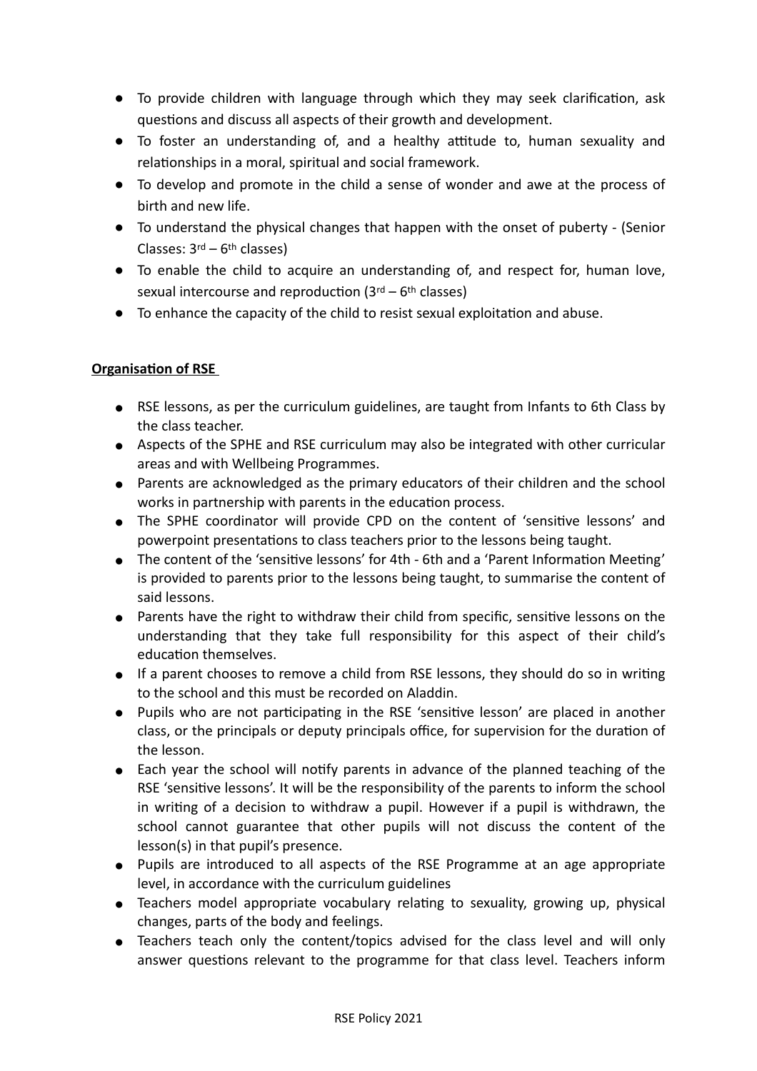- To provide children with language through which they may seek clarification, ask questions and discuss all aspects of their growth and development.
- To foster an understanding of, and a healthy attitude to, human sexuality and relationships in a moral, spiritual and social framework.
- To develop and promote in the child a sense of wonder and awe at the process of birth and new life.
- To understand the physical changes that happen with the onset of puberty - (Senior Classes: 3rd – 6th classes)
- To enable the child to acquire an understanding of, and respect for, human love, sexual intercourse and reproduction (3rd – 6th classes)
- To enhance the capacity of the child to resist sexual exploitation and abuse.

**Organisation of RSE**

- RSE lessons, as per the curriculum guidelines, are taught from Infants to 6th Class by the class teacher.
- Aspects of the SPHE and RSE curriculum may also be integrated with other curricular areas and with Wellbeing Programmes.
- Parents are acknowledged as the primary educators of their children and the school works in partnership with parents in the education process.
- The SPHE coordinator will provide CPD on the content of 'sensitive lessons' and powerpoint presentations to class teachers prior to the lessons being taught.
- The content of the 'sensitive lessons' for 4th - 6th and a 'Parent Information Meeting' is provided to parents prior to the lessons being taught, to summarise the content of said lessons.
- Parents have the right to withdraw their child from specific, sensitive lessons on the understanding that they take full responsibility for this aspect of their child's education themselves.
- If a parent chooses to remove a child from RSE lessons, they should do so in writing to the school and this must be recorded on Aladdin.
- Pupils who are not participating in the RSE 'sensitive lesson' are placed in another class, or the principals or deputy principals office, for supervision for the duration of the lesson.
- Each year the school will notify parents in advance of the planned teaching of the RSE 'sensitive lessons'. It will be the responsibility of the parents to inform the school in writing of a decision to withdraw a pupil. However if a pupil is withdrawn, the school cannot guarantee that other pupils will not discuss the content of the lesson(s) in that pupil's presence.
- Pupils are introduced to all aspects of the RSE Programme at an age appropriate level, in accordance with the curriculum guidelines
- Teachers model appropriate vocabulary relating to sexuality, growing up, physical changes, parts of the body and feelings.
- Teachers teach only the content/topics advised for the class level and will only answer questions relevant to the programme for that class level. Teachers inform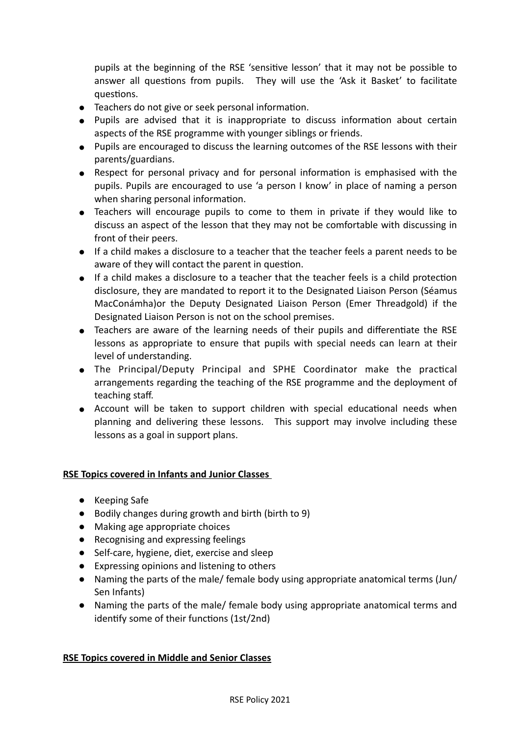pupils at the beginning of the RSE 'sensitive lesson' that it may not be possible to answer all questions from pupils. They will use the 'Ask it Basket' to facilitate questions.

- Teachers do not give or seek personal information.
- Pupils are advised that it is inappropriate to discuss information about certain aspects of the RSE programme with younger siblings or friends.
- Pupils are encouraged to discuss the learning outcomes of the RSE lessons with their parents/guardians.
- Respect for personal privacy and for personal information is emphasised with the pupils. Pupils are encouraged to use 'a person I know' in place of naming a person when sharing personal information.
- Teachers will encourage pupils to come to them in private if they would like to discuss an aspect of the lesson that they may not be comfortable with discussing in front of their peers.
- If a child makes a disclosure to a teacher that the teacher feels a parent needs to be aware of they will contact the parent in question.
- If a child makes a disclosure to a teacher that the teacher feels is a child protection disclosure, they are mandated to report it to the Designated Liaison Person (Séamus MacConámha)or the Deputy Designated Liaison Person (Emer Threadgold) if the Designated Liaison Person is not on the school premises.
- Teachers are aware of the learning needs of their pupils and differentiate the RSE lessons as appropriate to ensure that pupils with special needs can learn at their level of understanding.
- The Principal/Deputy Principal and SPHE Coordinator make the practical arrangements regarding the teaching of the RSE programme and the deployment of teaching staff.
- Account will be taken to support children with special educational needs when planning and delivering these lessons. This support may involve including these lessons as a goal in support plans.

**RSE Topics covered in Infants and Junior Classes**

- Keeping Safe
- Bodily changes during growth and birth (birth to 9)
- Making age appropriate choices
- Recognising and expressing feelings
- Self-care, hygiene, diet, exercise and sleep
- Expressing opinions and listening to others
- Naming the parts of the male/ female body using appropriate anatomical terms (Jun/ Sen Infants)
- Naming the parts of the male/ female body using appropriate anatomical terms and identify some of their functions (1st/2nd)

**RSE Topics covered in Middle and Senior Classes**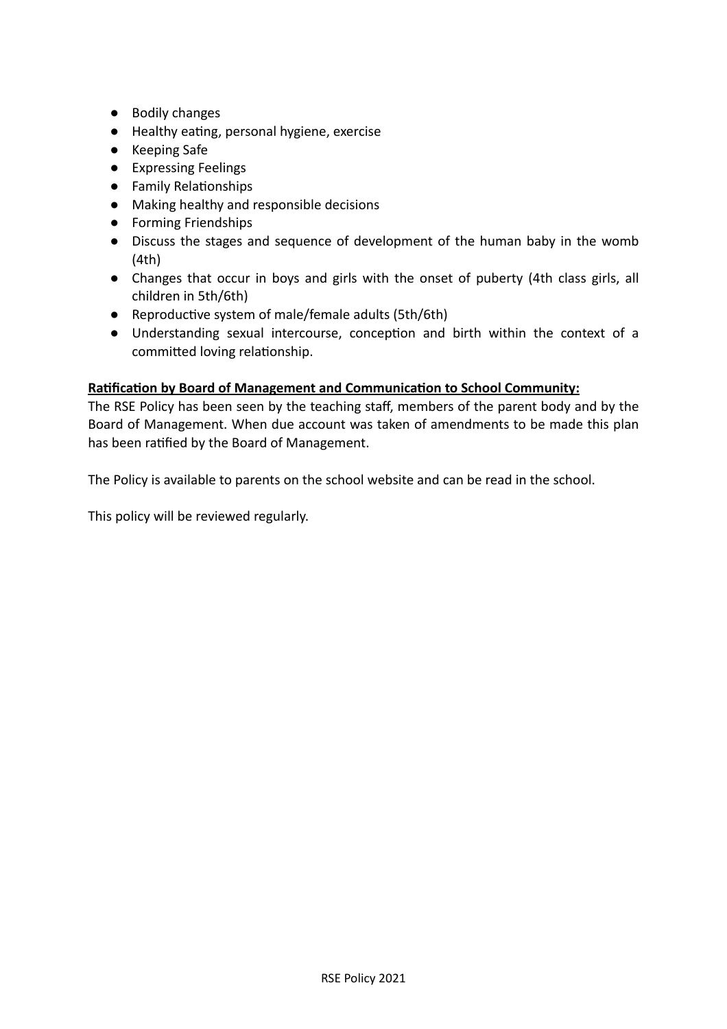- Bodily changes
- Healthy eating, personal hygiene, exercise
- Keeping Safe
- Expressing Feelings
- Family Relationships
- Making healthy and responsible decisions
- Forming Friendships
- Discuss the stages and sequence of development of the human baby in the womb (4th)
- Changes that occur in boys and girls with the onset of puberty (4th class girls, all children in 5th/6th)
- Reproductive system of male/female adults (5th/6th)
- Understanding sexual intercourse, conception and birth within the context of a committed loving relationship.

**Ratification by Board of Management and Communication to School Community:**

The RSE Policy has been seen by the teaching staff, members of the parent body and by the Board of Management. When due account was taken of amendments to be made this plan has been ratified by the Board of Management.

The Policy is available to parents on the school website and can be read in the school.

This policy will be reviewed regularly.